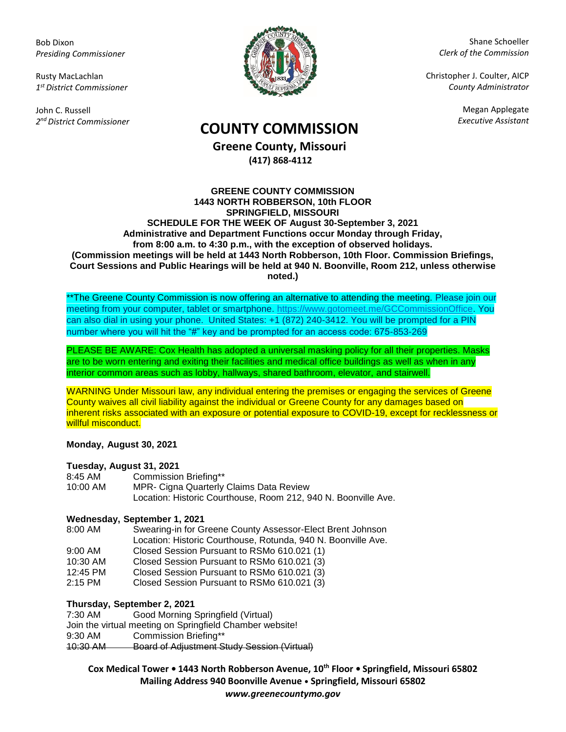Bob Dixon
*Presiding Commissioner*

Rusty MacLachlan
*1st District Commissioner*

John C. Russell
*2nd District Commissioner*

Shane Schoeller
*Clerk of the Commission*

Christopher J. Coulter, AICP
*County Administrator*

Megan Applegate
*Executive Assistant*

# COUNTY COMMISSION

## Greene County, Missouri

**(417) 868-4112**

**GREENE COUNTY COMMISSION**
**1443 NORTH ROBBERSON, 10th FLOOR**
**SPRINGFIELD, MISSOURI**
**SCHEDULE FOR THE WEEK OF August 30-September 3, 2021**
**Administrative and Department Functions occur Monday through Friday, from 8:00 a.m. to 4:30 p.m., with the exception of observed holidays.**
**(Commission meetings will be held at 1443 North Robberson, 10th Floor. Commission Briefings, Court Sessions and Public Hearings will be held at 940 N. Boonville, Room 212, unless otherwise noted.)**

**The Greene County Commission is now offering an alternative to attending the meeting. Please join our meeting from your computer, tablet or smartphone. https://www.gotomeet.me/GCCommissionOffice. You can also dial in using your phone. United States: +1 (872) 240-3412. You will be prompted for a PIN number where you will hit the "#" key and be prompted for an access code: 675-853-269

PLEASE BE AWARE: Cox Health has adopted a universal masking policy for all their properties. Masks are to be worn entering and exiting their facilities and medical office buildings as well as when in any interior common areas such as lobby, hallways, shared bathroom, elevator, and stairwell.

WARNING Under Missouri law, any individual entering the premises or engaging the services of Greene County waives all civil liability against the individual or Greene County for any damages based on inherent risks associated with an exposure or potential exposure to COVID-19, except for recklessness or willful misconduct.

**Monday, August 30, 2021**

**Tuesday, August 31, 2021**

8:45 AM Commission Briefing**
10:00 AM MPR- Cigna Quarterly Claims Data Review
Location: Historic Courthouse, Room 212, 940 N. Boonville Ave.

**Wednesday, September 1, 2021**

8:00 AM Swearing-in for Greene County Assessor-Elect Brent Johnson
Location: Historic Courthouse, Rotunda, 940 N. Boonville Ave.
9:00 AM Closed Session Pursuant to RSMo 610.021 (1)
10:30 AM Closed Session Pursuant to RSMo 610.021 (3)
12:45 PM Closed Session Pursuant to RSMo 610.021 (3)
2:15 PM Closed Session Pursuant to RSMo 610.021 (3)

**Thursday, September 2, 2021**

7:30 AM Good Morning Springfield (Virtual)
Join the virtual meeting on Springfield Chamber website!
9:30 AM Commission Briefing**
~~10:30 AM Board of Adjustment Study Session (Virtual)~~

**Cox Medical Tower • 1443 North Robberson Avenue, 10th Floor • Springfield, Missouri 65802**
**Mailing Address 940 Boonville Avenue • Springfield, Missouri 65802**
***www.greenecountymo.gov***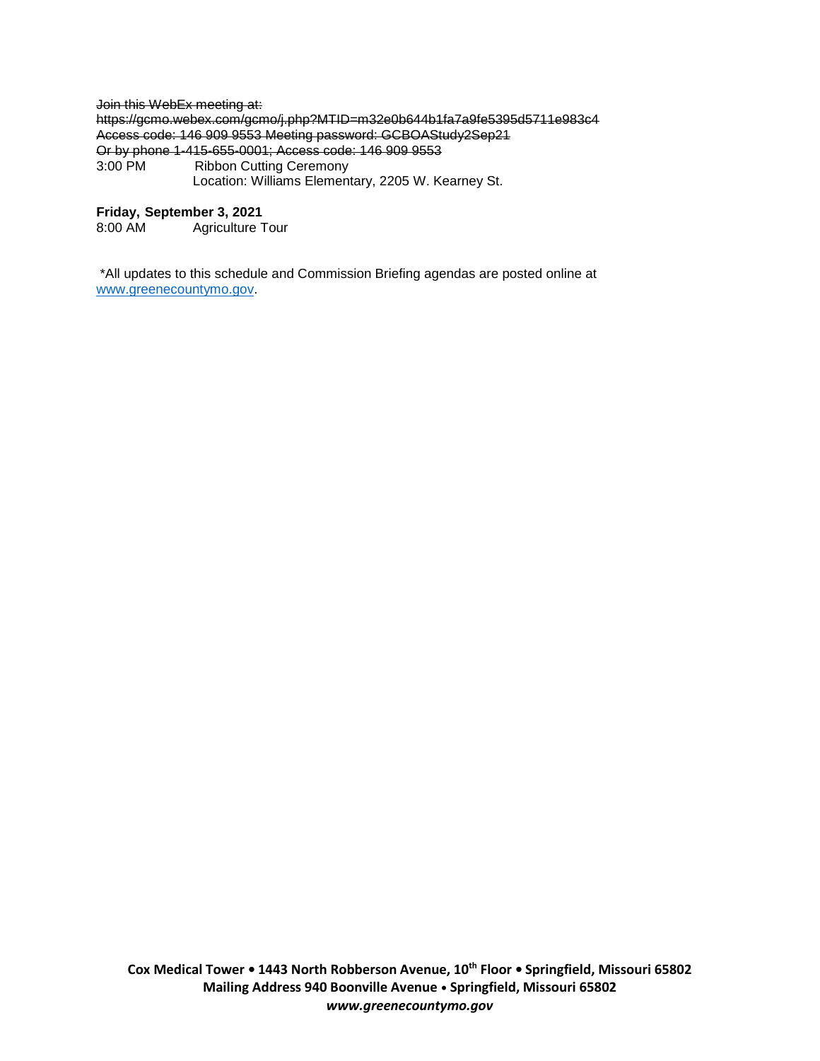~~Join this WebEx meeting at:~~
~~https://gcmo.webex.com/gcmo/j.php?MTID=m32e0b644b1fa7a9fe5395d5711e983c4~~
~~Access code: 146 909 9553 Meeting password: GCBOAStudy2Sep21~~
~~Or by phone 1-415-655-0001; Access code: 146 909 9553~~

3:00 PM Ribbon Cutting Ceremony
Location: Williams Elementary, 2205 W. Kearney St.

**Friday, September 3, 2021**

8:00 AM Agriculture Tour

*All updates to this schedule and Commission Briefing agendas are posted online at www.greenecountymo.gov.

**Cox Medical Tower • 1443 North Robberson Avenue, 10th Floor • Springfield, Missouri 65802**
**Mailing Address 940 Boonville Avenue • Springfield, Missouri 65802**
***www.greenecountymo.gov***